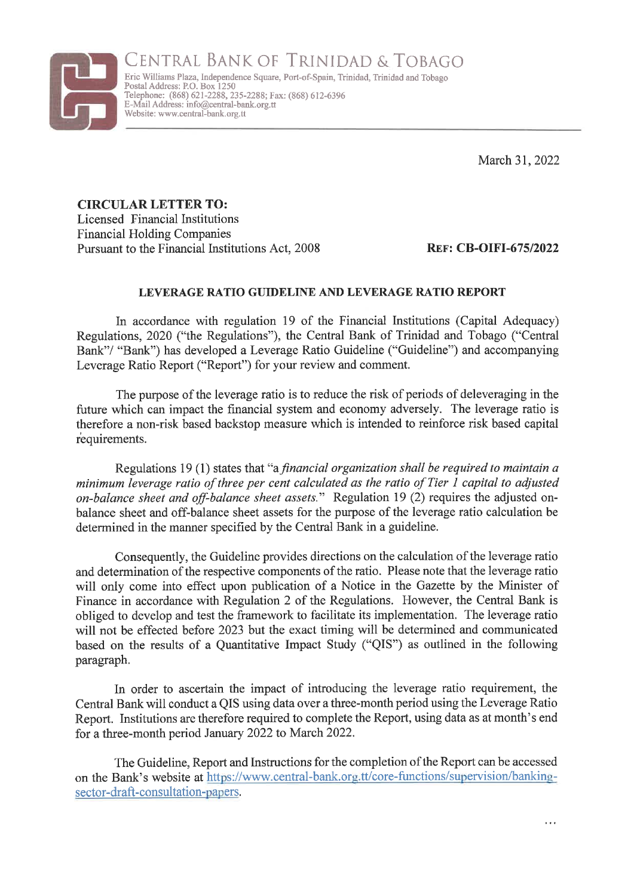# CENTRAL BANK OF TRINIDAD & TOBAGO

Eric Williams Plaza, Independence Square, Port-of-Spain, Trinidad, Trinidad and Tobago
Postal Address: P.O. Box 1250
Telephone: (868) 621-2288, 235-2288; Fax: (868) 612-6396
E-Mail Address: info@central-bank.org.tt
Website: www.central-bank.org.tt

March 31, 2022

**CIRCULAR LETTER TO:**
Licensed Financial Institutions
Financial Holding Companies
Pursuant to the Financial Institutions Act, 2008

**REF: CB-OIFI-675/2022**

**LEVERAGE RATIO GUIDELINE AND LEVERAGE RATIO REPORT**

In accordance with regulation 19 of the Financial Institutions (Capital Adequacy) Regulations, 2020 ("the Regulations"), the Central Bank of Trinidad and Tobago ("Central Bank"/ "Bank") has developed a Leverage Ratio Guideline ("Guideline") and accompanying Leverage Ratio Report ("Report") for your review and comment.

The purpose of the leverage ratio is to reduce the risk of periods of deleveraging in the future which can impact the financial system and economy adversely. The leverage ratio is therefore a non-risk based backstop measure which is intended to reinforce risk based capital requirements.

Regulations 19 (1) states that "*a financial organization shall be required to maintain a minimum leverage ratio of three per cent calculated as the ratio of Tier 1 capital to adjusted on-balance sheet and off-balance sheet assets.*" Regulation 19 (2) requires the adjusted on-balance sheet and off-balance sheet assets for the purpose of the leverage ratio calculation be determined in the manner specified by the Central Bank in a guideline.

Consequently, the Guideline provides directions on the calculation of the leverage ratio and determination of the respective components of the ratio. Please note that the leverage ratio will only come into effect upon publication of a Notice in the Gazette by the Minister of Finance in accordance with Regulation 2 of the Regulations. However, the Central Bank is obliged to develop and test the framework to facilitate its implementation. The leverage ratio will not be effected before 2023 but the exact timing will be determined and communicated based on the results of a Quantitative Impact Study ("QIS") as outlined in the following paragraph.

In order to ascertain the impact of introducing the leverage ratio requirement, the Central Bank will conduct a QIS using data over a three-month period using the Leverage Ratio Report. Institutions are therefore required to complete the Report, using data as at month's end for a three-month period January 2022 to March 2022.

The Guideline, Report and Instructions for the completion of the Report can be accessed on the Bank's website at https://www.central-bank.org.tt/core-functions/supervision/banking-sector-draft-consultation-papers.

...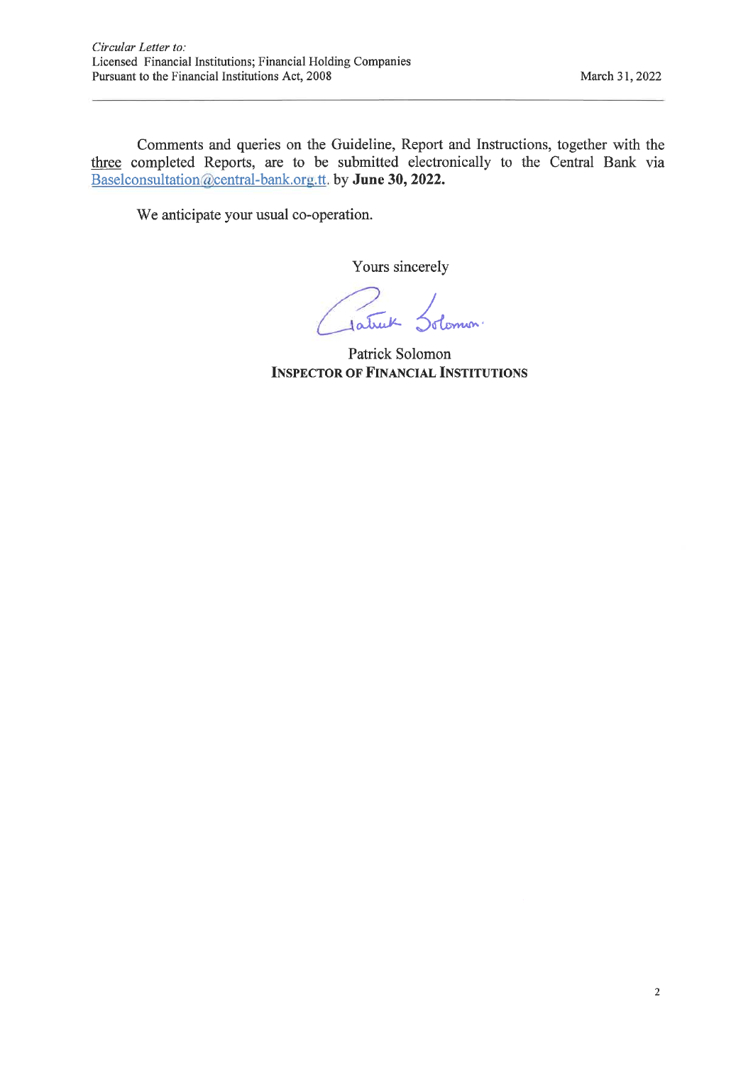Comments and queries on the Guideline, Report and Instructions, together with the three completed Reports, are to be submitted electronically to the Central Bank via Baselconsultation@central-bank.org.tt. by **June 30, 2022.**

We anticipate your usual co-operation.

Yours sincerely

Patrick Solomon
**INSPECTOR OF FINANCIAL INSTITUTIONS**